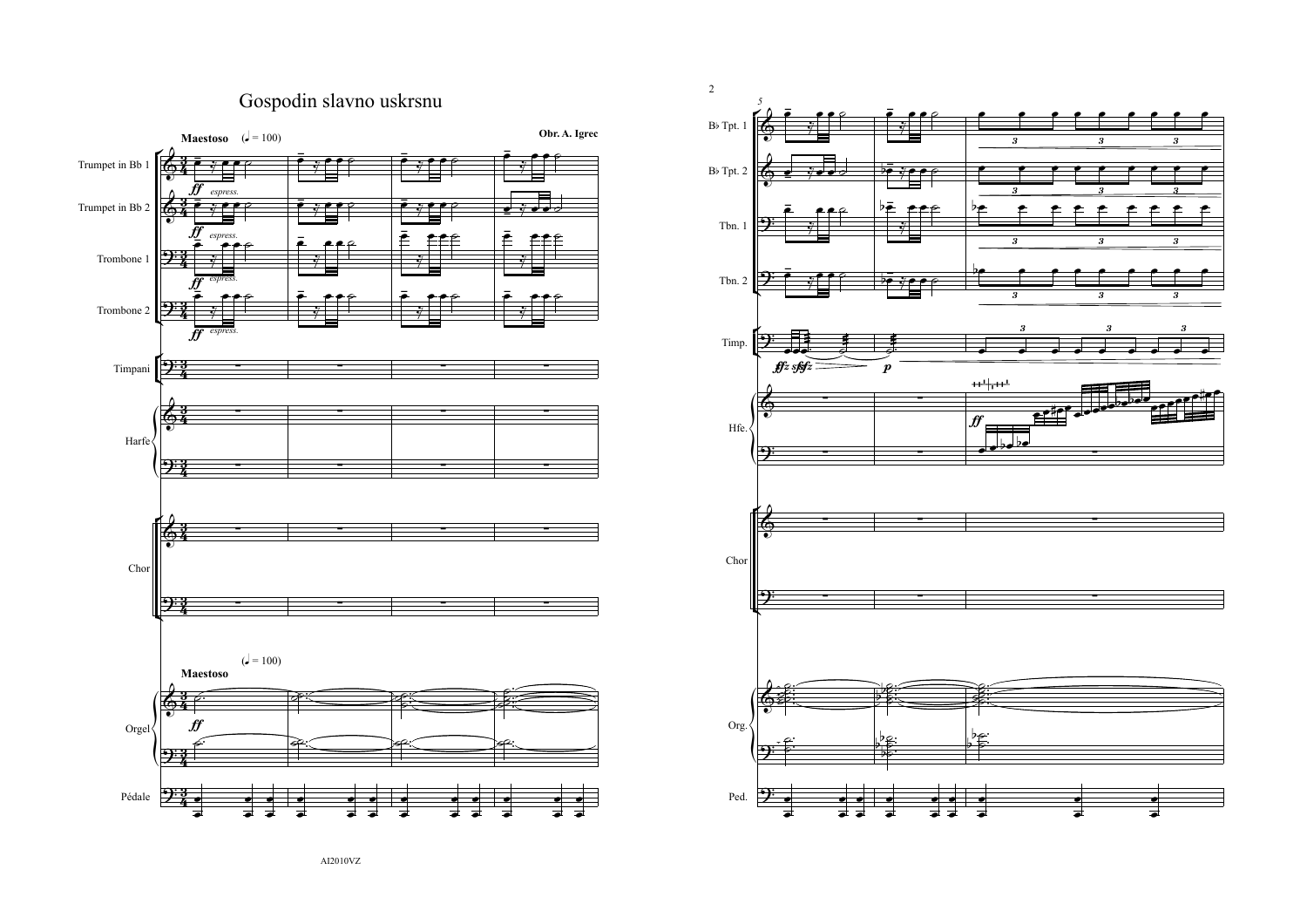# Gospodin slavno uskrsnu

**Obr. A. Igrec**

**Maestoso** (♩ = 100)

Trumpet in Bb 1

Trumpet in Bb 2

Trombone 1

Trombone 2

Timpani

Harfe

Chor

Orgel

Pédale

*ff espress.*

*ff*

Bb Tpt. 1

Bb Tpt. 2

Tbn. 1

Tbn. 2

Timp.

Hfe.

Chor

Org.

Ped.

*ffz sffz p*

*ff*

AI2010VZ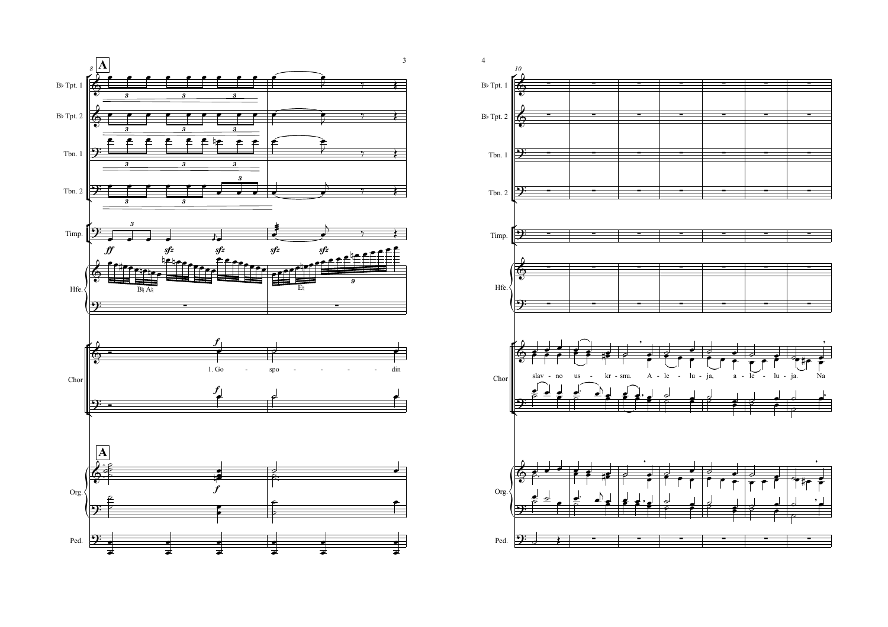**A**

1. Go - spo - din

slav - no us - kr - snu. A - le - lu - ja, a - le - lu - ja. Na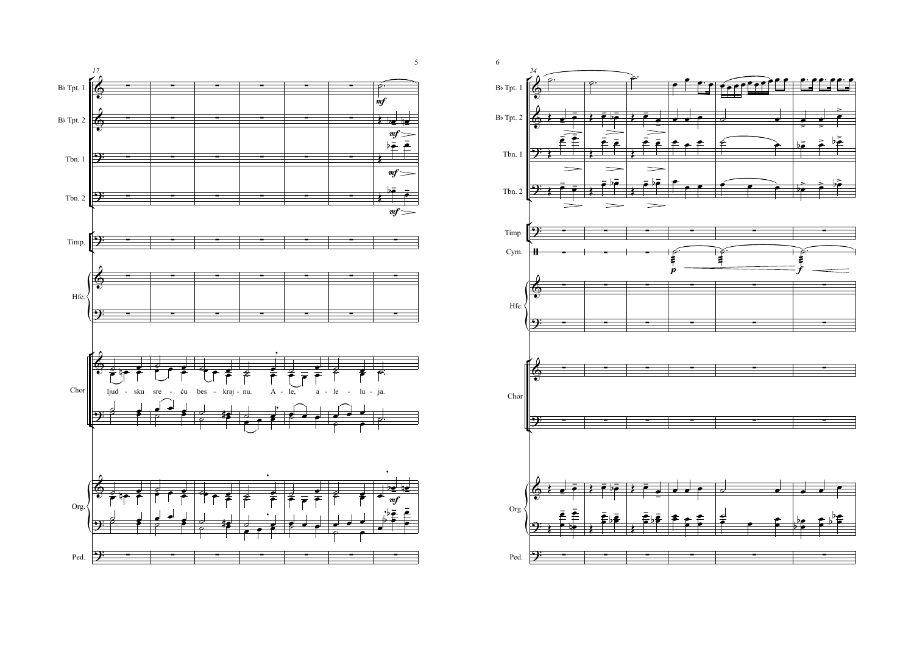ljud - sku sre - ću bes - kraj - nu. A - le, a - le - lu - ja.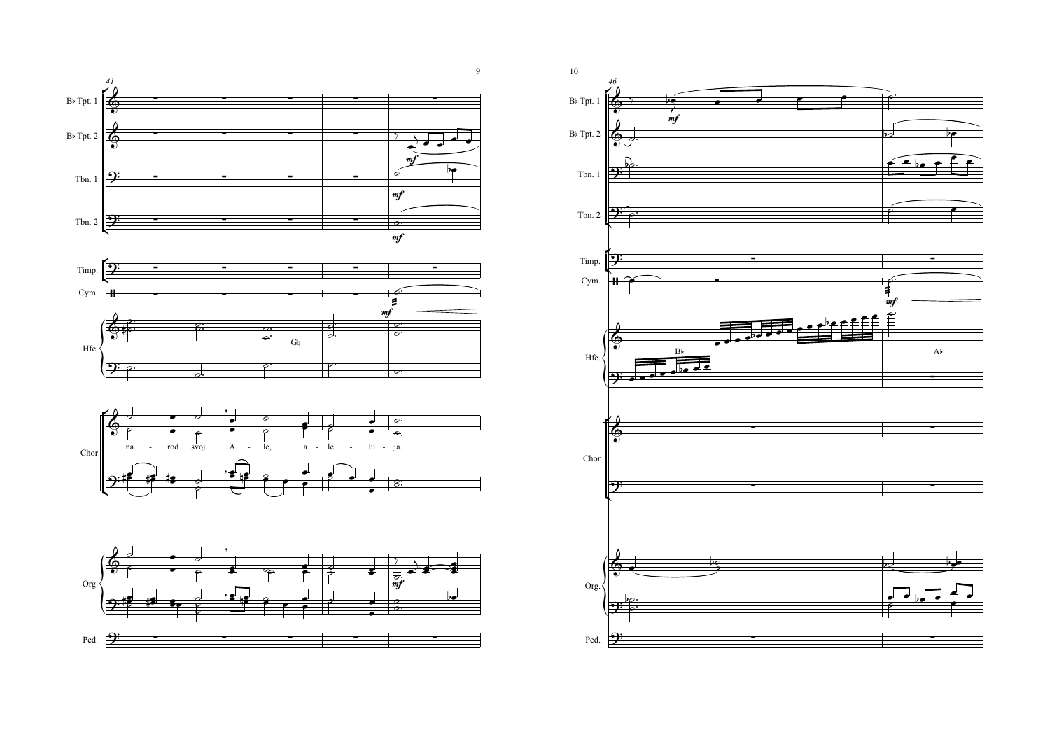41

B♭ Tpt. 1

B♭ Tpt. 2

Tbn. 1

Tbn. 2

Timp.

Cym.

Hfe.

Chor

na - rod svoj. A - le, a - le - lu - ja.

Org.

Ped.

*mf*

G♮

46

B♭ Tpt. 1

B♭ Tpt. 2

Tbn. 1

Tbn. 2

Timp.

Cym.

Hfe.

B♭

A♭

Chor

Org.

Ped.

*mf*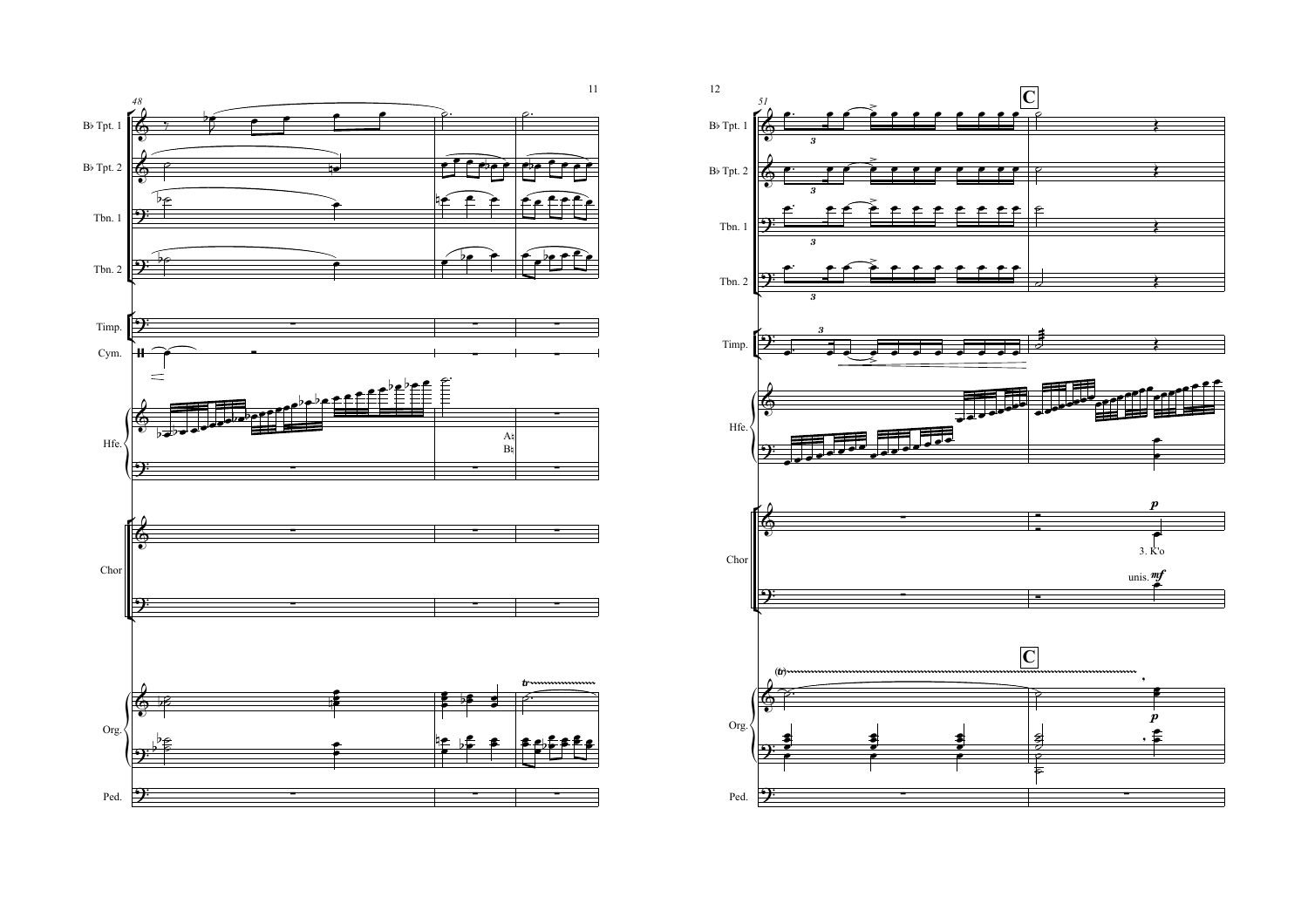48

B♭ Tpt. 1

B♭ Tpt. 2

Tbn. 1

Tbn. 2

Timp.

Cym.

Hfe.

A♮
B♮

Chor

Org.

*tr*

Ped.

51

**C**

B♭ Tpt. 1

B♭ Tpt. 2

Tbn. 1

Tbn. 2

Timp.

Hfe.

Chor

***p***

3. K'o

unis. ***mf***

**C**

*(tr)*

Org.

***p***

Ped.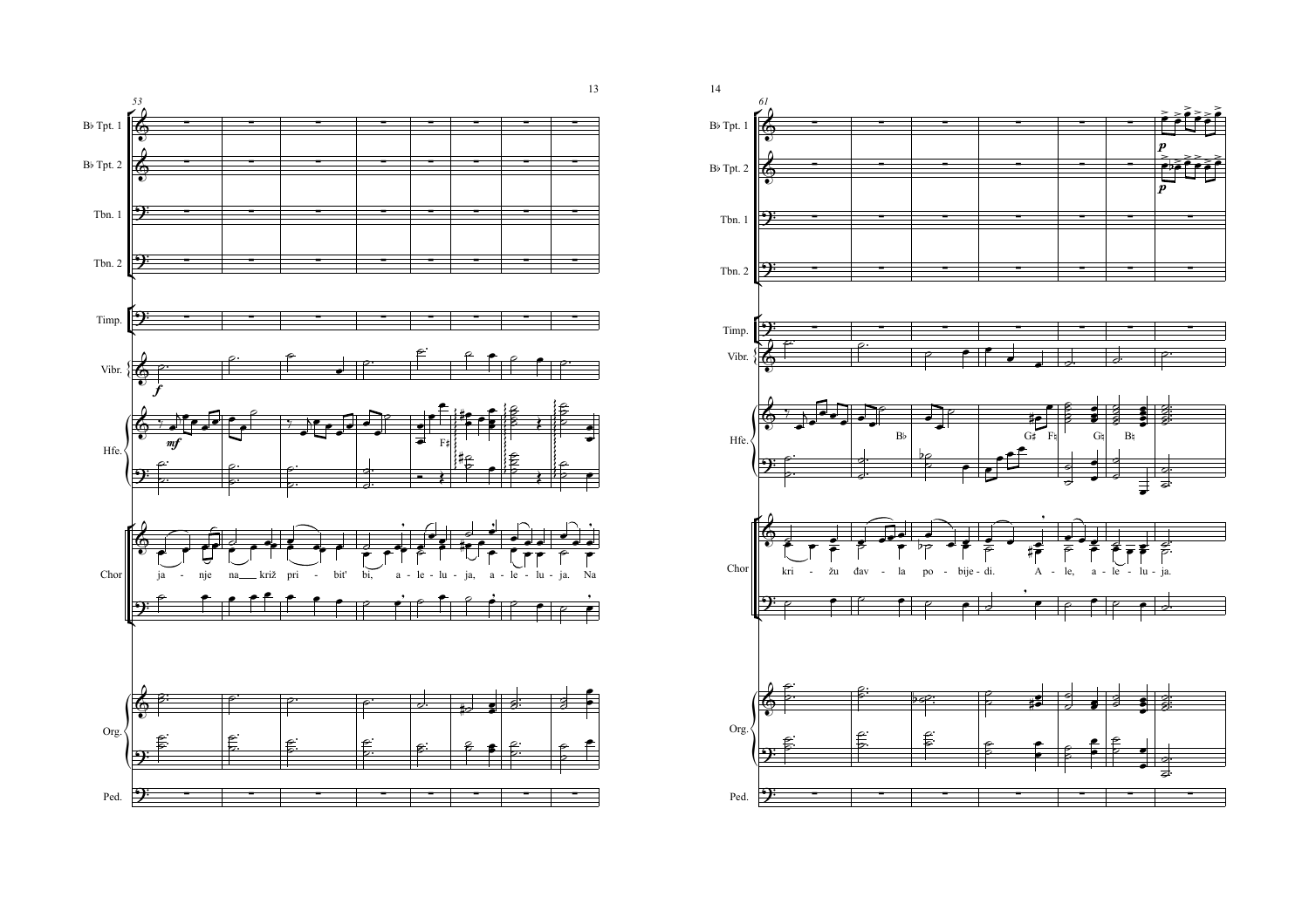53

B♭ Tpt. 1

B♭ Tpt. 2

Tbn. 1

Tbn. 2

Timp.

Vibr.

*f*

Hfe.

*mf*

F♯

Chor

ja - nje na__ križ pri - bit' bi, a - le - lu - ja, a - le - lu - ja. Na

Org.

Ped.

61

B♭ Tpt. 1

*p*

B♭ Tpt. 2

*p*

Tbn. 1

Tbn. 2

Timp.

Vibr.

Hfe.

B♭ G♯ F♮ G♮ B♮

Chor

kri - žu đav - la po - bije - di. A - le, a - le - lu - ja.

Org.

Ped.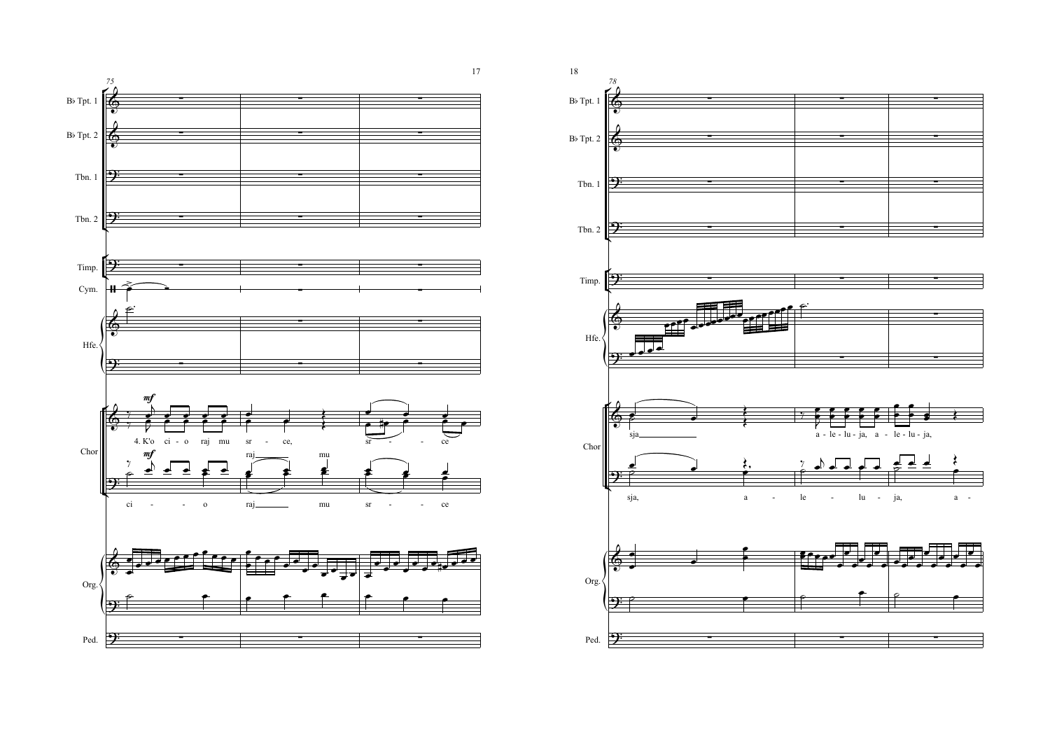75

B♭ Tpt. 1

B♭ Tpt. 2

Tbn. 1

Tbn. 2

Timp.

Cym.

Hfe.

Chor

*mf*

4. K'o ci - o raj mu sr - ce, sr - ce

raj mu

*mf*

ci - o raj mu sr - ce

Org.

Ped.

78

B♭ Tpt. 1

B♭ Tpt. 2

Tbn. 1

Tbn. 2

Timp.

Hfe.

Chor

sja a - le - lu - ja, a - le - lu - ja,

sja, a - le - lu - ja, a -

Org.

Ped.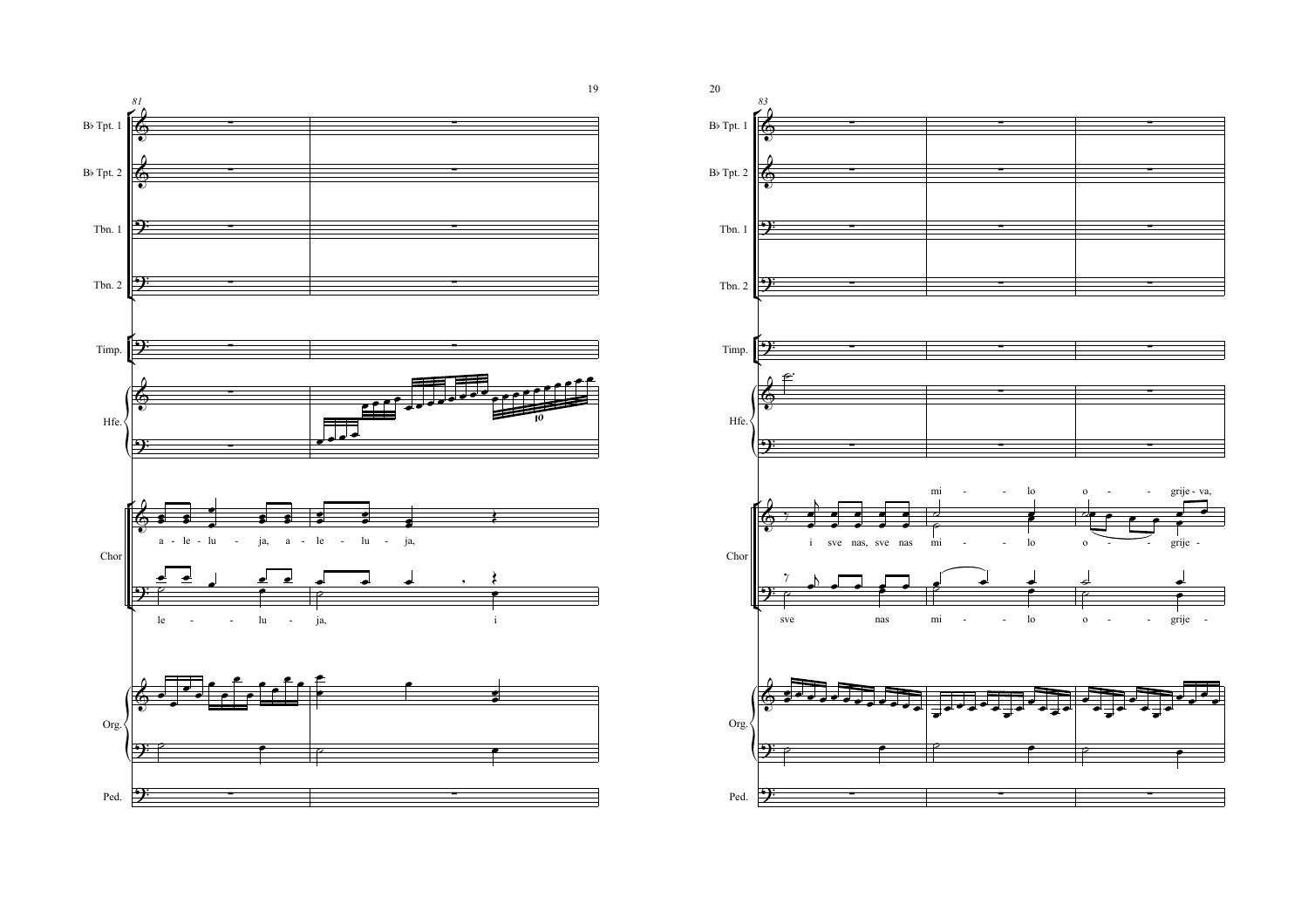81

B♭ Tpt. 1
B♭ Tpt. 2
Tbn. 1
Tbn. 2
Timp.
Hfe.
Chor
Org.
Ped.

a - le - lu - ja, a - le - lu - ja,

le - - lu - ja, i

83

B♭ Tpt. 1
B♭ Tpt. 2
Tbn. 1
Tbn. 2
Timp.
Hfe.
Chor
Org.
Ped.

mi - - lo o - - grije - va,

i sve nas, sve nas mi - - lo o - - grije -

sve nas mi - - lo o - - grije -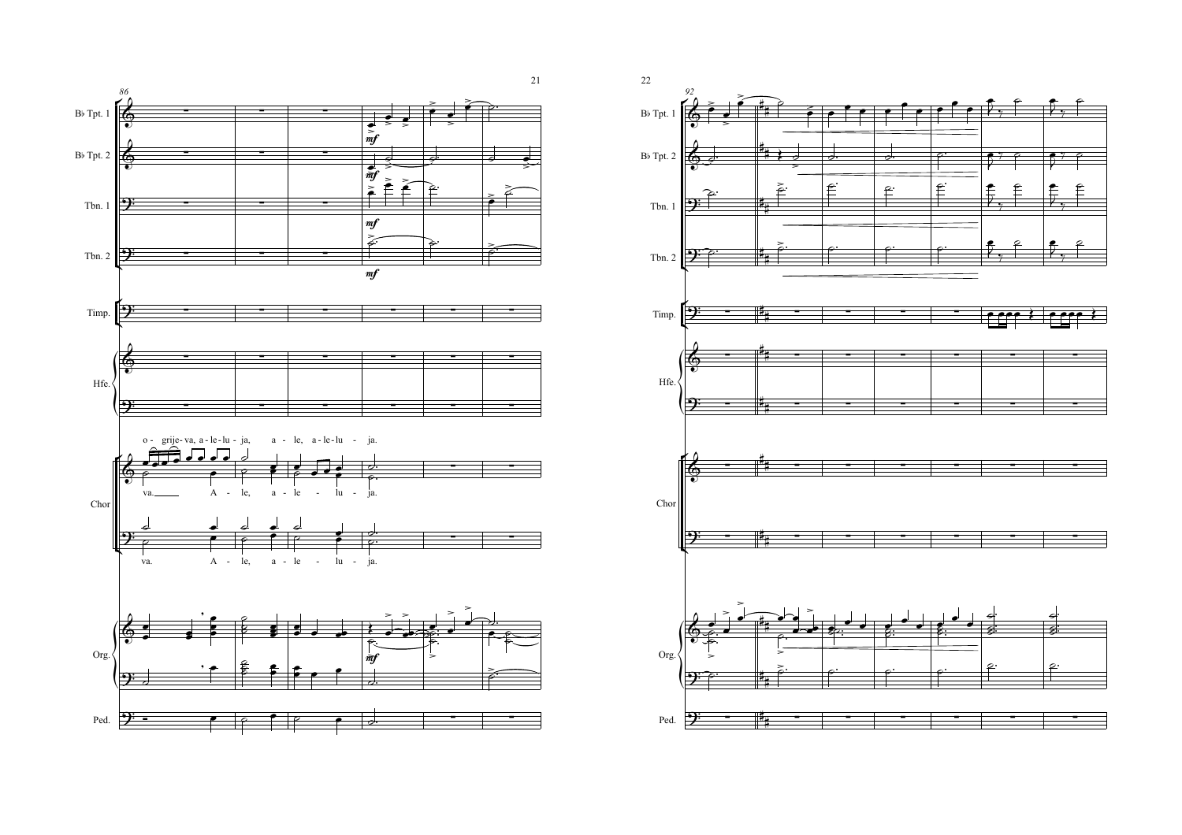o - grije - va, a - le - lu - ja, a - le, a - le - lu - ja.

va. A - le, a - le - lu - ja.

va. A - le, a - le - lu - ja.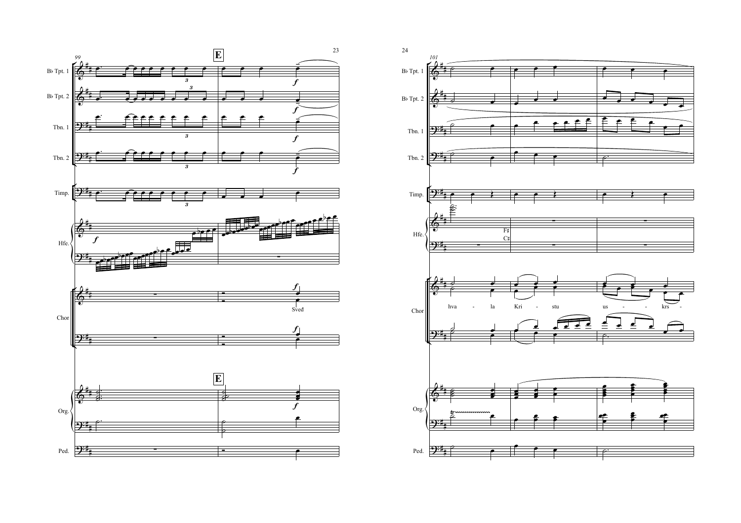**E**

Sveď

hva - la Kri - stu us - - krs -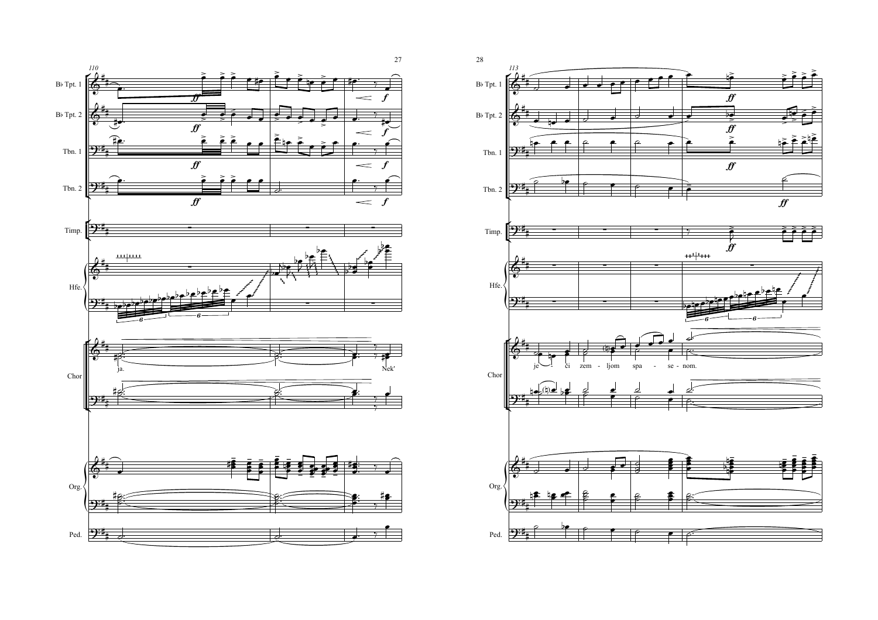B♭ Tpt. 1

B♭ Tpt. 2

Tbn. 1

Tbn. 2

Timp.

Hfe.

Chor

ja.

Nek'

Org.

Ped.

B♭ Tpt. 1

B♭ Tpt. 2

Tbn. 1

Tbn. 2

Timp.

Hfe.

Chor

je - či zem - ljom spa - se - nom.

Org.

Ped.